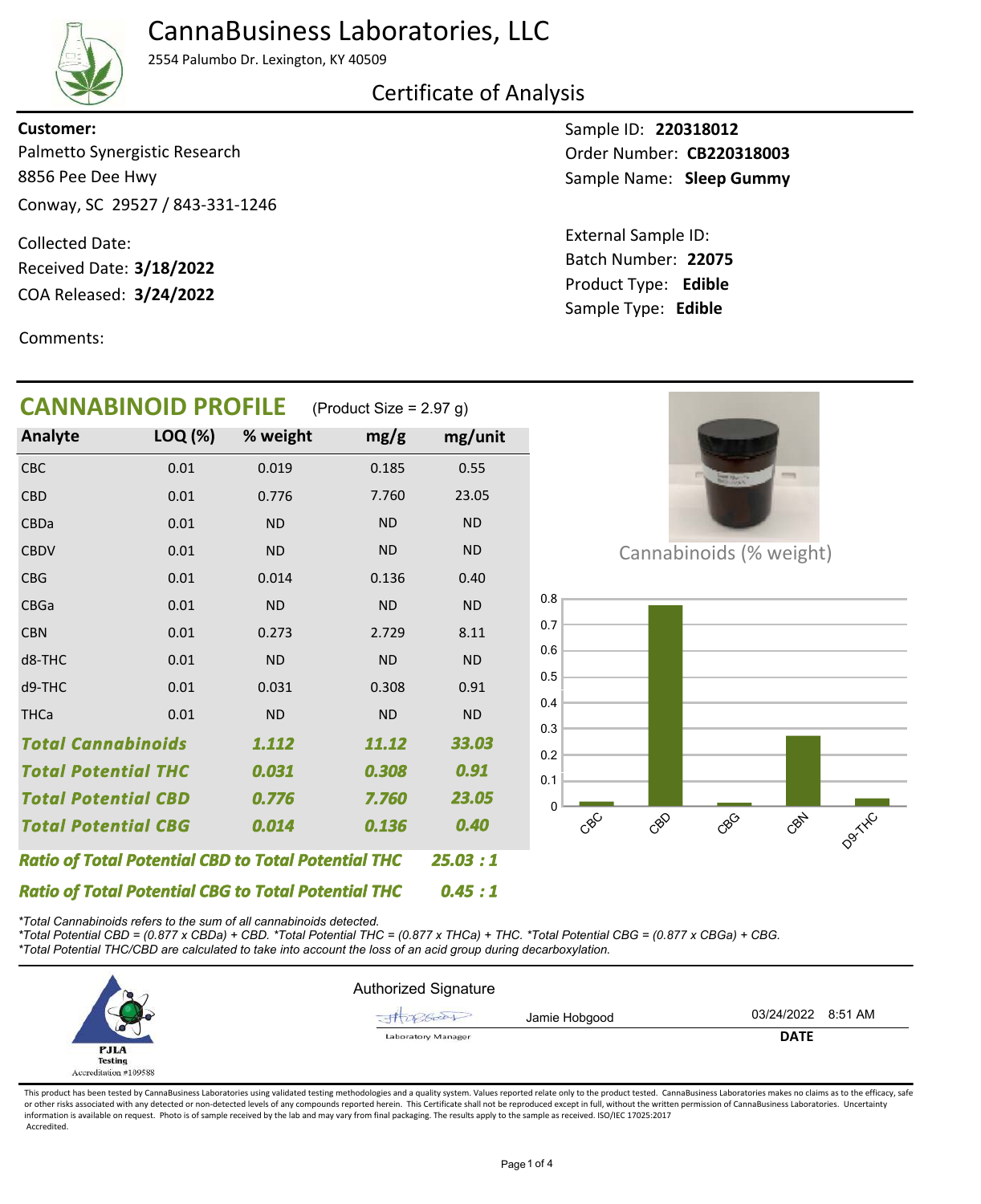# CannaBusiness Laboratories, LLC

2554 Palumbo Dr. Lexington, KY 40509

## Certificate of Analysis

**Customer:**
Palmetto Synergistic Research
8856 Pee Dee Hwy
Conway, SC 29527 / 843-331-1246

Collected Date:
Received Date: **3/18/2022**
COA Released: **3/24/2022**

Comments:

Sample ID: **220318012**
Order Number: **CB220318003**
Sample Name: **Sleep Gummy**

External Sample ID:
Batch Number: **22075**
Product Type: **Edible**
Sample Type: **Edible**

## CANNABINOID PROFILE (Product Size = 2.97 g)

| Analyte | LOQ (%) | % weight | mg/g | mg/unit |
|---|---|---|---|---|
| CBC | 0.01 | 0.019 | 0.185 | 0.55 |
| CBD | 0.01 | 0.776 | 7.760 | 23.05 |
| CBDa | 0.01 | ND | ND | ND |
| CBDV | 0.01 | ND | ND | ND |
| CBG | 0.01 | 0.014 | 0.136 | 0.40 |
| CBGa | 0.01 | ND | ND | ND |
| CBN | 0.01 | 0.273 | 2.729 | 8.11 |
| d8-THC | 0.01 | ND | ND | ND |
| d9-THC | 0.01 | 0.031 | 0.308 | 0.91 |
| THCa | 0.01 | ND | ND | ND |
| ***Total Cannabinoids*** | | ***1.112*** | ***11.12*** | ***33.03*** |
| ***Total Potential THC*** | | ***0.031*** | ***0.308*** | ***0.91*** |
| ***Total Potential CBD*** | | ***0.776*** | ***7.760*** | ***23.05*** |
| ***Total Potential CBG*** | | ***0.014*** | ***0.136*** | ***0.40*** |

***Ratio of Total Potential CBD to Total Potential THC 25.03 : 1***

***Ratio of Total Potential CBG to Total Potential THC 0.45 : 1***

Cannabinoids (% weight)

*\*Total Cannabinoids refers to the sum of all cannabinoids detected.*
*\*Total Potential CBD = (0.877 x CBDa) + CBD. \*Total Potential THC = (0.877 x THCa) + THC. \*Total Potential CBG = (0.877 x CBGa) + CBG.*
*\*Total Potential THC/CBD are calculated to take into account the loss of an acid group during decarboxylation.*

PJLA Testing Accreditation #109588

Authorized Signature

Jamie Hobgood — Laboratory Manager — 03/24/2022 8:51 AM

**DATE**

This product has been tested by CannaBusiness Laboratories using validated testing methodologies and a quality system. Values reported relate only to the product tested. CannaBusiness Laboratories makes no claims as to the efficacy, safety or other risks associated with any detected or non-detected levels of any compounds reported herein. This Certificate shall not be reproduced except in full, without the written permission of CannaBusiness Laboratories. Uncertainty information is available on request. Photo is of sample received by the lab and may vary from final packaging. The results apply to the sample as received. ISO/IEC 17025:2017 Accredited.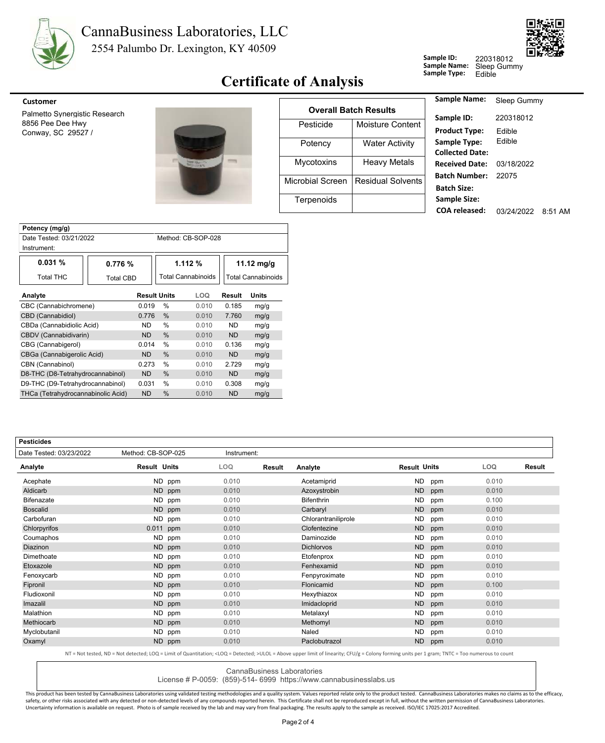# CannaBusiness Laboratories, LLC

2554 Palumbo Dr. Lexington, KY 40509

**Sample ID:** 220318012
**Sample Name:** Sleep Gummy
**Sample Type:** Edible

## Certificate of Analysis

**Customer**

Palmetto Synergistic Research
8856 Pee Dee Hwy
Conway, SC 29527 /

| Overall Batch Results | |
|---|---|
| Pesticide | Moisture Content |
| Potency | Water Activity |
| Mycotoxins | Heavy Metals |
| Microbial Screen | Residual Solvents |
| Terpenoids | |

| | |
|---|---|
| **Sample Name:** | Sleep Gummy |
| **Sample ID:** | 220318012 |
| **Product Type:** | Edible |
| **Sample Type:** | Edible |
| **Collected Date:** | |
| **Received Date:** | 03/18/2022 |
| **Batch Number:** | 22075 |
| **Batch Size:** | |
| **Sample Size:** | |
| **COA released:** | 03/24/2022 8:51 AM |

### Potency (mg/g)

Date Tested: 03/21/2022 Method: CB-SOP-028
Instrument:

| 0.031 % | 0.776 % | 1.112 % | 11.12 mg/g |
|---|---|---|---|
| Total THC | Total CBD | Total Cannabinoids | Total Cannabinoids |

| Analyte | Result | Units | LOQ | Result | Units |
|---|---|---|---|---|---|
| CBC (Cannabichromene) | 0.019 | % | 0.010 | 0.185 | mg/g |
| CBD (Cannabidiol) | 0.776 | % | 0.010 | 7.760 | mg/g |
| CBDa (Cannabidiolic Acid) | ND | % | 0.010 | ND | mg/g |
| CBDV (Cannabidivarin) | ND | % | 0.010 | ND | mg/g |
| CBG (Cannabigerol) | 0.014 | % | 0.010 | 0.136 | mg/g |
| CBGa (Cannabigerolic Acid) | ND | % | 0.010 | ND | mg/g |
| CBN (Cannabinol) | 0.273 | % | 0.010 | 2.729 | mg/g |
| D8-THC (D8-Tetrahydrocannabinol) | ND | % | 0.010 | ND | mg/g |
| D9-THC (D9-Tetrahydrocannabinol) | 0.031 | % | 0.010 | 0.308 | mg/g |
| THCa (Tetrahydrocannabinolic Acid) | ND | % | 0.010 | ND | mg/g |

### Pesticides

Date Tested: 03/23/2022 Method: CB-SOP-025 Instrument:

| Analyte | Result | Units | LOQ | Result | Analyte | Result | Units | LOQ | Result |
|---|---|---|---|---|---|---|---|---|---|
| Acephate | ND | ppm | 0.010 | | Acetamiprid | ND | ppm | 0.010 | |
| Aldicarb | ND | ppm | 0.010 | | Azoxystrobin | ND | ppm | 0.010 | |
| Bifenazate | ND | ppm | 0.010 | | Bifenthrin | ND | ppm | 0.100 | |
| Boscalid | ND | ppm | 0.010 | | Carbaryl | ND | ppm | 0.010 | |
| Carbofuran | ND | ppm | 0.010 | | Chlorantraniliprole | ND | ppm | 0.010 | |
| Chlorpyrifos | 0.011 | ppm | 0.010 | | Clofentezine | ND | ppm | 0.010 | |
| Coumaphos | ND | ppm | 0.010 | | Daminozide | ND | ppm | 0.010 | |
| Diazinon | ND | ppm | 0.010 | | Dichlorvos | ND | ppm | 0.010 | |
| Dimethoate | ND | ppm | 0.010 | | Etofenprox | ND | ppm | 0.010 | |
| Etoxazole | ND | ppm | 0.010 | | Fenhexamid | ND | ppm | 0.010 | |
| Fenoxycarb | ND | ppm | 0.010 | | Fenpyroximate | ND | ppm | 0.010 | |
| Fipronil | ND | ppm | 0.010 | | Flonicamid | ND | ppm | 0.100 | |
| Fludioxonil | ND | ppm | 0.010 | | Hexythiazox | ND | ppm | 0.010 | |
| Imazalil | ND | ppm | 0.010 | | Imidacloprid | ND | ppm | 0.010 | |
| Malathion | ND | ppm | 0.010 | | Metalaxyl | ND | ppm | 0.010 | |
| Methiocarb | ND | ppm | 0.010 | | Methomyl | ND | ppm | 0.010 | |
| Myclobutanil | ND | ppm | 0.010 | | Naled | ND | ppm | 0.010 | |
| Oxamyl | ND | ppm | 0.010 | | Paclobutrazol | ND | ppm | 0.010 | |

NT = Not tested, ND = Not detected; LOQ = Limit of Quantitation; <LOQ = Detected; >ULOL = Above upper limit of linearity; CFU/g = Colony forming units per 1 gram; TNTC = Too numerous to count

CannaBusiness Laboratories
License # P-0059: (859)-514- 6999 https://www.cannabusinesslabs.us

This product has been tested by CannaBusiness Laboratories using validated testing methodologies and a quality system. Values reported relate only to the product tested. CannaBusiness Laboratories makes no claims as to the efficacy, safety, or other risks associated with any detected or non-detected levels of any compounds reported herein. This Certificate shall not be reproduced except in full, without the written permission of CannaBusiness Laboratories. Uncertainty information is available on request. Photo is of sample received by the lab and may vary from final packaging. The results apply to the sample as received. ISO/IEC 17025:2017 Accredited.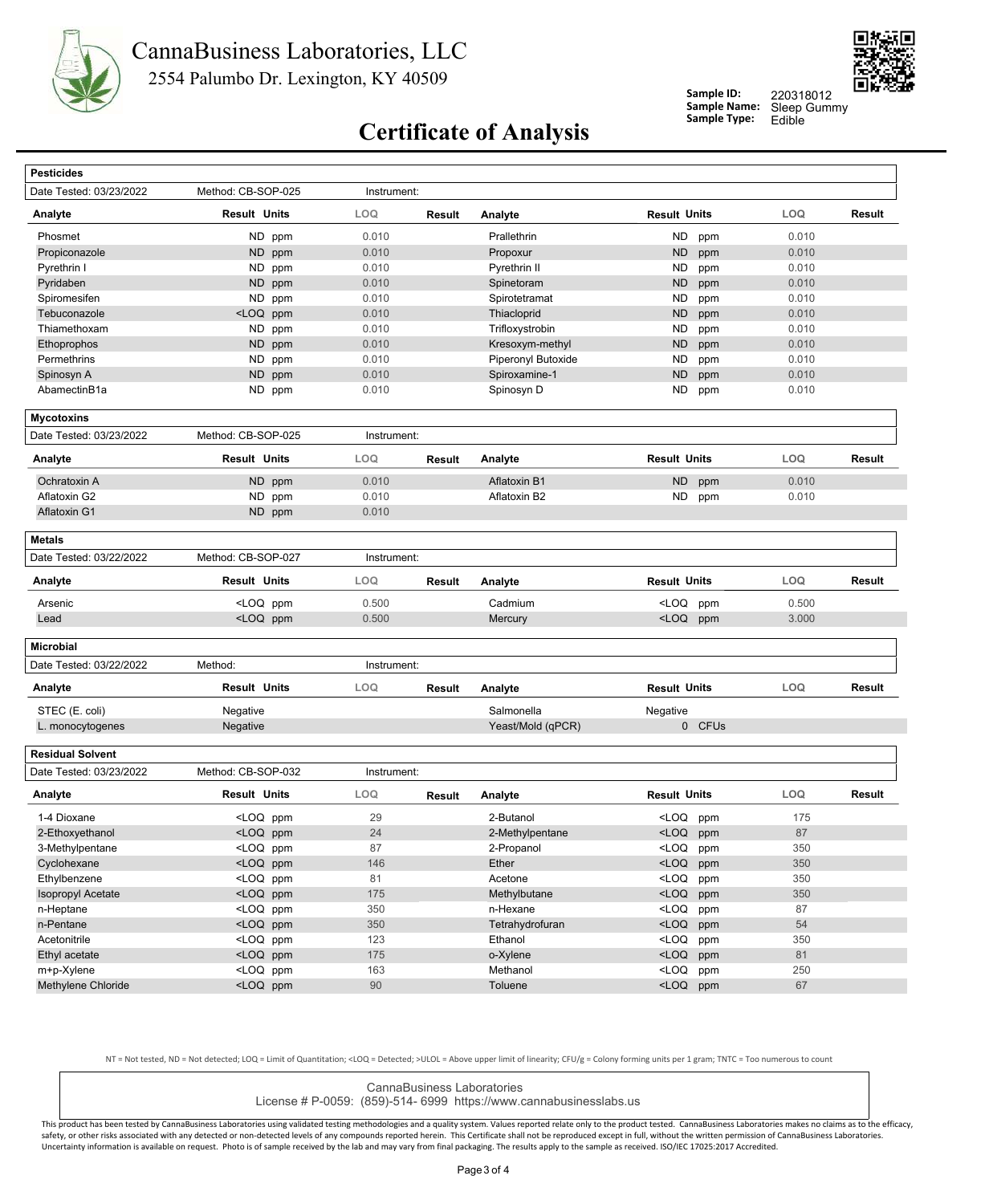CannaBusiness Laboratories, LLC
2554 Palumbo Dr. Lexington, KY 40509

**Sample ID:** 220318012
**Sample Name:** Sleep Gummy
**Sample Type:** Edible

# Certificate of Analysis

## Pesticides

Date Tested: 03/23/2022 | Method: CB-SOP-025 | Instrument:

| Analyte | Result | Units | LOQ | Result | Analyte | Result | Units | LOQ | Result |
|---|---|---|---|---|---|---|---|---|---|
| Phosmet | ND | ppm | 0.010 | | Prallethrin | ND | ppm | 0.010 | |
| Propiconazole | ND | ppm | 0.010 | | Propoxur | ND | ppm | 0.010 | |
| Pyrethrin I | ND | ppm | 0.010 | | Pyrethrin II | ND | ppm | 0.010 | |
| Pyridaben | ND | ppm | 0.010 | | Spinetoram | ND | ppm | 0.010 | |
| Spiromesifen | ND | ppm | 0.010 | | Spirotetramat | ND | ppm | 0.010 | |
| Tebuconazole | <LOQ | ppm | 0.010 | | Thiacloprid | ND | ppm | 0.010 | |
| Thiamethoxam | ND | ppm | 0.010 | | Trifloxystrobin | ND | ppm | 0.010 | |
| Ethoprophos | ND | ppm | 0.010 | | Kresoxym-methyl | ND | ppm | 0.010 | |
| Permethrins | ND | ppm | 0.010 | | Piperonyl Butoxide | ND | ppm | 0.010 | |
| Spinosyn A | ND | ppm | 0.010 | | Spiroxamine-1 | ND | ppm | 0.010 | |
| AbamectinB1a | ND | ppm | 0.010 | | Spinosyn D | ND | ppm | 0.010 | |

## Mycotoxins

Date Tested: 03/23/2022 | Method: CB-SOP-025 | Instrument:

| Analyte | Result | Units | LOQ | Result | Analyte | Result | Units | LOQ | Result |
|---|---|---|---|---|---|---|---|---|---|
| Ochratoxin A | ND | ppm | 0.010 | | Aflatoxin B1 | ND | ppm | 0.010 | |
| Aflatoxin G2 | ND | ppm | 0.010 | | Aflatoxin B2 | ND | ppm | 0.010 | |
| Aflatoxin G1 | ND | ppm | 0.010 | | | | | | |

## Metals

Date Tested: 03/22/2022 | Method: CB-SOP-027 | Instrument:

| Analyte | Result | Units | LOQ | Result | Analyte | Result | Units | LOQ | Result |
|---|---|---|---|---|---|---|---|---|---|
| Arsenic | <LOQ | ppm | 0.500 | | Cadmium | <LOQ | ppm | 0.500 | |
| Lead | <LOQ | ppm | 0.500 | | Mercury | <LOQ | ppm | 3.000 | |

## Microbial

Date Tested: 03/22/2022 | Method: | Instrument:

| Analyte | Result | Units | LOQ | Result | Analyte | Result | Units | LOQ | Result |
|---|---|---|---|---|---|---|---|---|---|
| STEC (E. coli) | Negative | | | | Salmonella | Negative | | | |
| L. monocytogenes | Negative | | | | Yeast/Mold (qPCR) | 0 | CFUs | | |

## Residual Solvent

Date Tested: 03/23/2022 | Method: CB-SOP-032 | Instrument:

| Analyte | Result | Units | LOQ | Result | Analyte | Result | Units | LOQ | Result |
|---|---|---|---|---|---|---|---|---|---|
| 1-4 Dioxane | <LOQ | ppm | 29 | | 2-Butanol | <LOQ | ppm | 175 | |
| 2-Ethoxyethanol | <LOQ | ppm | 24 | | 2-Methylpentane | <LOQ | ppm | 87 | |
| 3-Methylpentane | <LOQ | ppm | 87 | | 2-Propanol | <LOQ | ppm | 350 | |
| Cyclohexane | <LOQ | ppm | 146 | | Ether | <LOQ | ppm | 350 | |
| Ethylbenzene | <LOQ | ppm | 81 | | Acetone | <LOQ | ppm | 350 | |
| Isopropyl Acetate | <LOQ | ppm | 175 | | Methylbutane | <LOQ | ppm | 350 | |
| n-Heptane | <LOQ | ppm | 350 | | n-Hexane | <LOQ | ppm | 87 | |
| n-Pentane | <LOQ | ppm | 350 | | Tetrahydrofuran | <LOQ | ppm | 54 | |
| Acetonitrile | <LOQ | ppm | 123 | | Ethanol | <LOQ | ppm | 350 | |
| Ethyl acetate | <LOQ | ppm | 175 | | o-Xylene | <LOQ | ppm | 81 | |
| m+p-Xylene | <LOQ | ppm | 163 | | Methanol | <LOQ | ppm | 250 | |
| Methylene Chloride | <LOQ | ppm | 90 | | Toluene | <LOQ | ppm | 67 | |

NT = Not tested, ND = Not detected; LOQ = Limit of Quantitation; <LOQ = Detected; >ULOL = Above upper limit of linearity; CFU/g = Colony forming units per 1 gram; TNTC = Too numerous to count

CannaBusiness Laboratories
License # P-0059: (859)-514- 6999 https://www.cannabusinesslabs.us

This product has been tested by CannaBusiness Laboratories using validated testing methodologies and a quality system. Values reported relate only to the product tested. CannaBusiness Laboratories makes no claims as to the efficacy, safety, or other risks associated with any detected or non-detected levels of any compounds reported herein. This Certificate shall not be reproduced except in full, without the written permission of CannaBusiness Laboratories. Uncertainty information is available on request. Photo is of sample received by the lab and may vary from final packaging. The results apply to the sample as received. ISO/IEC 17025:2017 Accredited.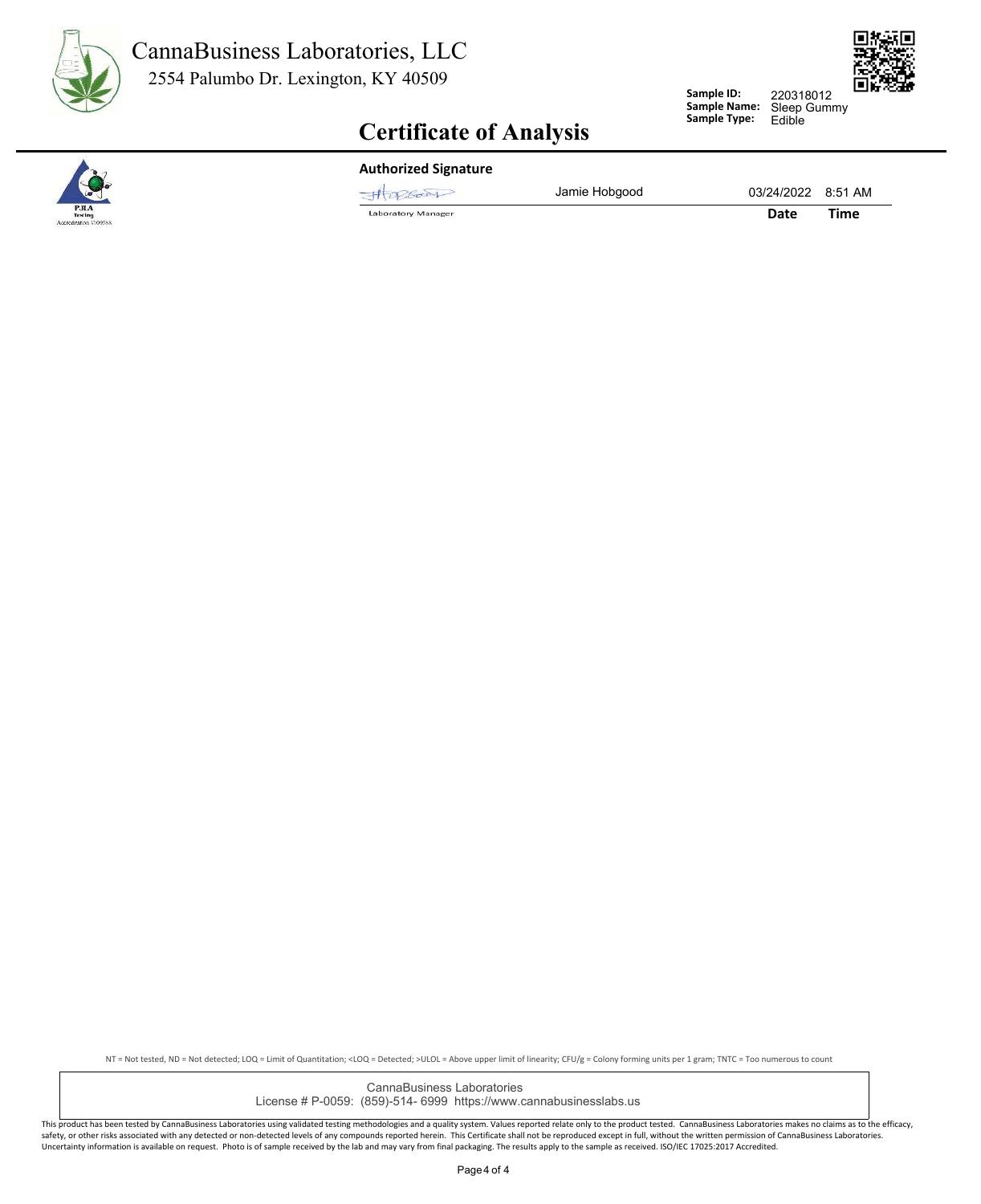# CannaBusiness Laboratories, LLC

2554 Palumbo Dr. Lexington, KY 40509

**Sample ID:** 220318012
**Sample Name:** Sleep Gummy
**Sample Type:** Edible

## Certificate of Analysis

**Authorized Signature**

| | | | |
|---|---|---|---|
| | Jamie Hobgood | 03/24/2022 | 8:51 AM |
| Laboratory Manager | | **Date** | **Time** |

NT = Not tested, ND = Not detected; LOQ = Limit of Quantitation; <LOQ = Detected; >ULOL = Above upper limit of linearity; CFU/g = Colony forming units per 1 gram; TNTC = Too numerous to count

CannaBusiness Laboratories
License # P-0059: (859)-514- 6999 https://www.cannabusinesslabs.us

This product has been tested by CannaBusiness Laboratories using validated testing methodologies and a quality system. Values reported relate only to the product tested. CannaBusiness Laboratories makes no claims as to the efficacy, safety, or other risks associated with any detected or non-detected levels of any compounds reported herein. This Certificate shall not be reproduced except in full, without the written permission of CannaBusiness Laboratories. Uncertainty information is available on request. Photo is of sample received by the lab and may vary from final packaging. The results apply to the sample as received. ISO/IEC 17025:2017 Accredited.